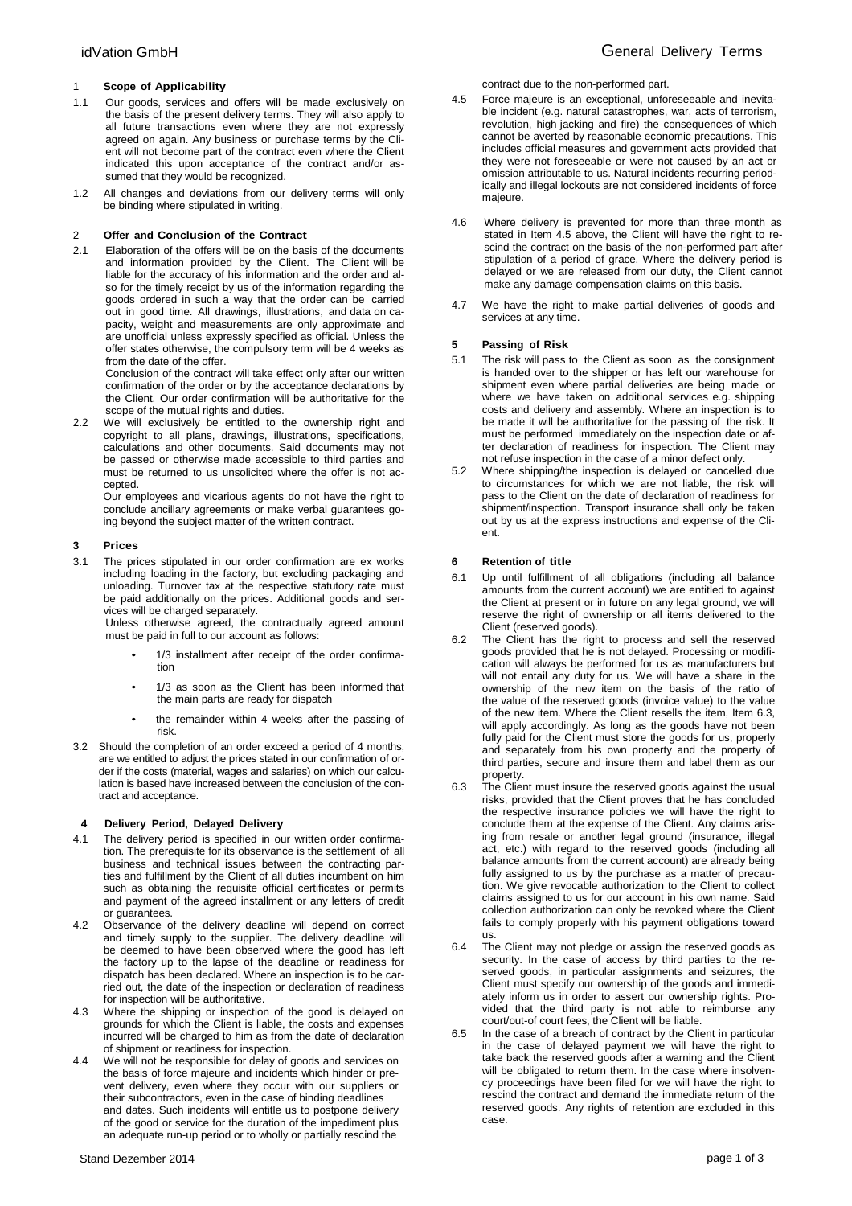# General Delivery Terms

## 1 Scope of Applicability

1.1 Our goods, services and offers will be made exclusively on the basis of the present delivery terms. They will also apply to all future transactions even where they are not expressly agreed on again. Any business or purchase terms by the Client will not become part of the contract even where the Client indicated this upon acceptance of the contract and/or assumed that they would be recognized.

1.2 All changes and deviations from our delivery terms will only be binding where stipulated in writing.

## 2 Offer and Conclusion of the Contract

2.1 Elaboration of the offers will be on the basis of the documents and information provided by the Client. The Client will be liable for the accuracy of his information and the order and also for the timely receipt by us of the information regarding the goods ordered in such a way that the order can be carried out in good time. All drawings, illustrations, and data on capacity, weight and measurements are only approximate and are unofficial unless expressly specified as official. Unless the offer states otherwise, the compulsory term will be 4 weeks as from the date of the offer.

Conclusion of the contract will take effect only after our written confirmation of the order or by the acceptance declarations by the Client. Our order confirmation will be authoritative for the scope of the mutual rights and duties.

2.2 We will exclusively be entitled to the ownership right and copyright to all plans, drawings, illustrations, specifications, calculations and other documents. Said documents may not be passed or otherwise made accessible to third parties and must be returned to us unsolicited where the offer is not accepted.

Our employees and vicarious agents do not have the right to conclude ancillary agreements or make verbal guarantees going beyond the subject matter of the written contract.

## 3 Prices

3.1 The prices stipulated in our order confirmation are ex works including loading in the factory, but excluding packaging and unloading. Turnover tax at the respective statutory rate must be paid additionally on the prices. Additional goods and services will be charged separately.

Unless otherwise agreed, the contractually agreed amount must be paid in full to our account as follows:

- 1/3 installment after receipt of the order confirmation
- 1/3 as soon as the Client has been informed that the main parts are ready for dispatch
- the remainder within 4 weeks after the passing of risk.

3.2 Should the completion of an order exceed a period of 4 months, are we entitled to adjust the prices stated in our confirmation of order if the costs (material, wages and salaries) on which our calculation is based have increased between the conclusion of the contract and acceptance.

## 4 Delivery Period, Delayed Delivery

4.1 The delivery period is specified in our written order confirmation. The prerequisite for its observance is the settlement of all business and technical issues between the contracting parties and fulfillment by the Client of all duties incumbent on him such as obtaining the requisite official certificates or permits and payment of the agreed installment or any letters of credit or guarantees.

4.2 Observance of the delivery deadline will depend on correct and timely supply to the supplier. The delivery deadline will be deemed to have been observed where the good has left the factory up to the lapse of the deadline or readiness for dispatch has been declared. Where an inspection is to be carried out, the date of the inspection or declaration of readiness for inspection will be authoritative.

4.3 Where the shipping or inspection of the good is delayed on grounds for which the Client is liable, the costs and expenses incurred will be charged to him as from the date of declaration of shipment or readiness for inspection.

4.4 We will not be responsible for delay of goods and services on the basis of force majeure and incidents which hinder or prevent delivery, even where they occur with our suppliers or their subcontractors, even in the case of binding deadlines and dates. Such incidents will entitle us to postpone delivery of the good or service for the duration of the impediment plus an adequate run-up period or to wholly or partially rescind the contract due to the non-performed part.

4.5 Force majeure is an exceptional, unforeseeable and inevitable incident (e.g. natural catastrophes, war, acts of terrorism, revolution, high jacking and fire) the consequences of which cannot be averted by reasonable economic precautions. This includes official measures and government acts provided that they were not foreseeable or were not caused by an act or omission attributable to us. Natural incidents recurring periodically and illegal lockouts are not considered incidents of force majeure.

4.6 Where delivery is prevented for more than three month as stated in Item 4.5 above, the Client will have the right to rescind the contract on the basis of the non-performed part after stipulation of a period of grace. Where the delivery period is delayed or we are released from our duty, the Client cannot make any damage compensation claims on this basis.

4.7 We have the right to make partial deliveries of goods and services at any time.

## 5 Passing of Risk

5.1 The risk will pass to the Client as soon as the consignment is handed over to the shipper or has left our warehouse for shipment even where partial deliveries are being made or where we have taken on additional services e.g. shipping costs and delivery and assembly. Where an inspection is to be made it will be authoritative for the passing of the risk. It must be performed immediately on the inspection date or after declaration of readiness for inspection. The Client may not refuse inspection in the case of a minor defect only.

5.2 Where shipping/the inspection is delayed or cancelled due to circumstances for which we are not liable, the risk will pass to the Client on the date of declaration of readiness for shipment/inspection. Transport insurance shall only be taken out by us at the express instructions and expense of the Client.

## 6 Retention of title

6.1 Up until fulfillment of all obligations (including all balance amounts from the current account) we are entitled to against the Client at present or in future on any legal ground, we will reserve the right of ownership or all items delivered to the Client (reserved goods).

6.2 The Client has the right to process and sell the reserved goods provided that he is not delayed. Processing or modification will always be performed for us as manufacturers but will not entail any duty for us. We will have a share in the ownership of the new item on the basis of the ratio of the value of the reserved goods (invoice value) to the value of the new item. Where the Client resells the item, Item 6.3, will apply accordingly. As long as the goods have not been fully paid for the Client must store the goods for us, properly and separately from his own property and the property of third parties, secure and insure them and label them as our property.

6.3 The Client must insure the reserved goods against the usual risks, provided that the Client proves that he has concluded the respective insurance policies we will have the right to conclude them at the expense of the Client. Any claims arising from resale or another legal ground (insurance, illegal act, etc.) with regard to the reserved goods (including all balance amounts from the current account) are already being fully assigned to us by the purchase as a matter of precaution. We give revocable authorization to the Client to collect claims assigned to us for our account in his own name. Said collection authorization can only be revoked where the Client fails to comply properly with his payment obligations toward us.

6.4 The Client may not pledge or assign the reserved goods as security. In the case of access by third parties to the reserved goods, in particular assignments and seizures, the Client must specify our ownership of the goods and immediately inform us in order to assert our ownership rights. Provided that the third party is not able to reimburse any court/out-of court fees, the Client will be liable.

6.5 In the case of a breach of contract by the Client in particular in the case of delayed payment we will have the right to take back the reserved goods after a warning and the Client will be obligated to return them. In the case where insolvency proceedings have been filed for we will have the right to rescind the contract and demand the immediate return of the reserved goods. Any rights of retention are excluded in this case.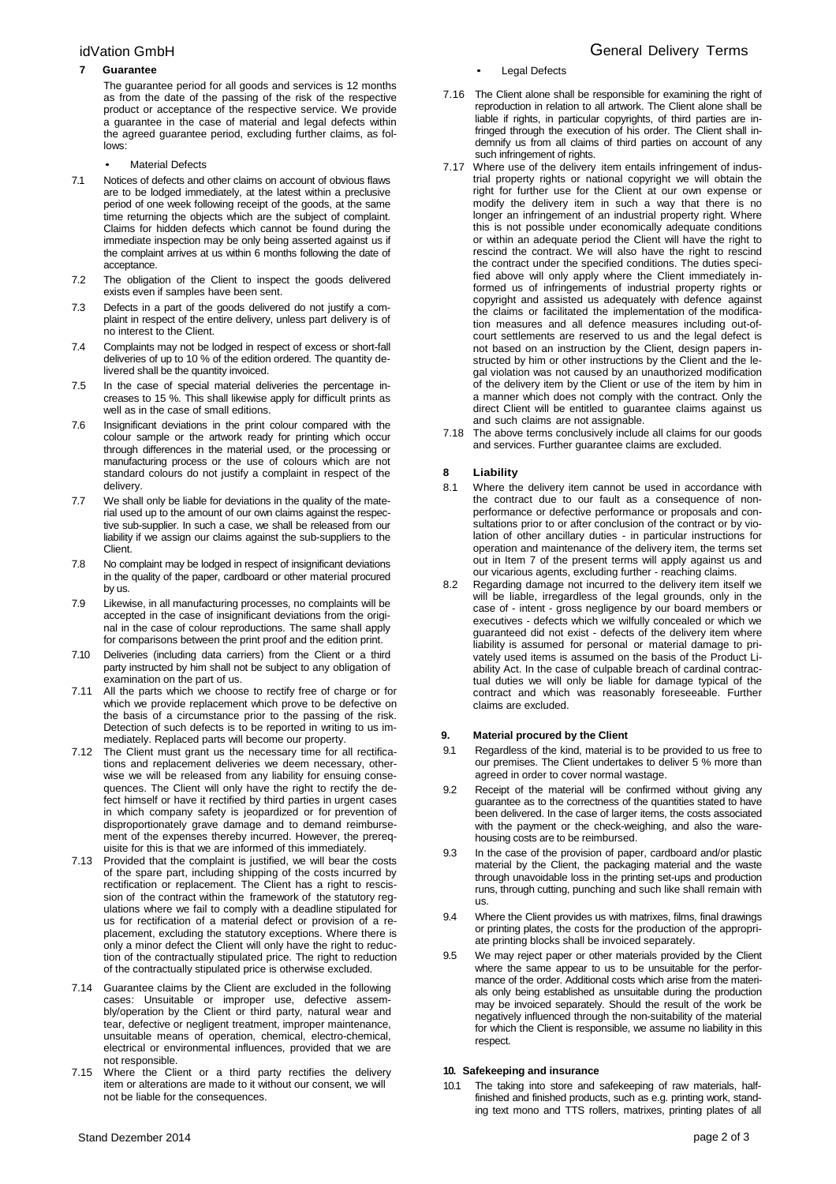## 7 Guarantee

The guarantee period for all goods and services is 12 months as from the date of the passing of the risk of the respective product or acceptance of the respective service. We provide a guarantee in the case of material and legal defects within the agreed guarantee period, excluding further claims, as follows:

- Material Defects

7.1 Notices of defects and other claims on account of obvious flaws are to be lodged immediately, at the latest within a preclusive period of one week following receipt of the goods, at the same time returning the objects which are the subject of complaint. Claims for hidden defects which cannot be found during the immediate inspection may be only being asserted against us if the complaint arrives at us within 6 months following the date of acceptance.

7.2 The obligation of the Client to inspect the goods delivered exists even if samples have been sent.

7.3 Defects in a part of the goods delivered do not justify a complaint in respect of the entire delivery, unless part delivery is of no interest to the Client.

7.4 Complaints may not be lodged in respect of excess or short-fall deliveries of up to 10 % of the edition ordered. The quantity delivered shall be the quantity invoiced.

7.5 In the case of special material deliveries the percentage increases to 15 %. This shall likewise apply for difficult prints as well as in the case of small editions.

7.6 Insignificant deviations in the print colour compared with the colour sample or the artwork ready for printing which occur through differences in the material used, or the processing or manufacturing process or the use of colours which are not standard colours do not justify a complaint in respect of the delivery.

7.7 We shall only be liable for deviations in the quality of the material used up to the amount of our own claims against the respective sub-supplier. In such a case, we shall be released from our liability if we assign our claims against the sub-suppliers to the Client.

7.8 No complaint may be lodged in respect of insignificant deviations in the quality of the paper, cardboard or other material procured by us.

7.9 Likewise, in all manufacturing processes, no complaints will be accepted in the case of insignificant deviations from the original in the case of colour reproductions. The same shall apply for comparisons between the print proof and the edition print.

7.10 Deliveries (including data carriers) from the Client or a third party instructed by him shall not be subject to any obligation of examination on the part of us.

7.11 All the parts which we choose to rectify free of charge or for which we provide replacement which prove to be defective on the basis of a circumstance prior to the passing of the risk. Detection of such defects is to be reported in writing to us immediately. Replaced parts will become our property.

7.12 The Client must grant us the necessary time for all rectifications and replacement deliveries we deem necessary, otherwise we will be released from any liability for ensuing consequences. The Client will only have the right to rectify the defect himself or have it rectified by third parties in urgent cases in which company safety is jeopardized or for prevention of disproportionately grave damage and to demand reimbursement of the expenses thereby incurred. However, the prerequisite for this is that we are informed of this immediately.

7.13 Provided that the complaint is justified, we will bear the costs of the spare part, including shipping of the costs incurred by rectification or replacement. The Client has a right to rescission of the contract within the framework of the statutory regulations where we fail to comply with a deadline stipulated for us for rectification of a material defect or provision of a replacement, excluding the statutory exceptions. Where there is only a minor defect the Client will only have the right to reduction of the contractually stipulated price. The right to reduction of the contractually stipulated price is otherwise excluded.

7.14 Guarantee claims by the Client are excluded in the following cases: Unsuitable or improper use, defective assembly/operation by the Client or third party, natural wear and tear, defective or negligent treatment, improper maintenance, unsuitable means of operation, chemical, electro-chemical, electrical or environmental influences, provided that we are not responsible.

7.15 Where the Client or a third party rectifies the delivery item or alterations are made to it without our consent, we will not be liable for the consequences.

- Legal Defects

7.16 The Client alone shall be responsible for examining the right of reproduction in relation to all artwork. The Client alone shall be liable if rights, in particular copyrights, of third parties are infringed through the execution of his order. The Client shall indemnify us from all claims of third parties on account of any such infringement of rights.

7.17 Where use of the delivery item entails infringement of industrial property rights or national copyright we will obtain the right for further use for the Client at our own expense or modify the delivery item in such a way that there is no longer an infringement of an industrial property right. Where this is not possible under economically adequate conditions or within an adequate period the Client will have the right to rescind the contract. We will also have the right to rescind the contract under the specified conditions. The duties specified above will only apply where the Client immediately informed us of infringements of industrial property rights or copyright and assisted us adequately with defence against the claims or facilitated the implementation of the modification measures and all defence measures including out-of-court settlements are reserved to us and the legal defect is not based on an instruction by the Client, design papers instructed by him or other instructions by the Client and the legal violation was not caused by an unauthorized modification of the delivery item by the Client or use of the item by him in a manner which does not comply with the contract. Only the direct Client will be entitled to guarantee claims against us and such claims are not assignable.

7.18 The above terms conclusively include all claims for our goods and services. Further guarantee claims are excluded.

## 8 Liability

8.1 Where the delivery item cannot be used in accordance with the contract due to our fault as a consequence of non-performance or defective performance or proposals and consultations prior to or after conclusion of the contract or by violation of other ancillary duties - in particular instructions for operation and maintenance of the delivery item, the terms set out in Item 7 of the present terms will apply against us and our vicarious agents, excluding further - reaching claims.

8.2 Regarding damage not incurred to the delivery item itself we will be liable, irregardless of the legal grounds, only in the case of - intent - gross negligence by our board members or executives - defects which we wilfully concealed or which we guaranteed did not exist - defects of the delivery item where liability is assumed for personal or material damage to privately used items is assumed on the basis of the Product Liability Act. In the case of culpable breach of cardinal contractual duties we will only be liable for damage typical of the contract and which was reasonably foreseeable. Further claims are excluded.

## 9. Material procured by the Client

9.1 Regardless of the kind, material is to be provided to us free to our premises. The Client undertakes to deliver 5 % more than agreed in order to cover normal wastage.

9.2 Receipt of the material will be confirmed without giving any guarantee as to the correctness of the quantities stated to have been delivered. In the case of larger items, the costs associated with the payment or the check-weighing, and also the warehousing costs are to be reimbursed.

9.3 In the case of the provision of paper, cardboard and/or plastic material by the Client, the packaging material and the waste through unavoidable loss in the printing set-ups and production runs, through cutting, punching and such like shall remain with us.

9.4 Where the Client provides us with matrixes, films, final drawings or printing plates, the costs for the production of the appropriate printing blocks shall be invoiced separately.

9.5 We may reject paper or other materials provided by the Client where the same appear to us to be unsuitable for the performance of the order. Additional costs which arise from the materials only being established as unsuitable during the production may be invoiced separately. Should the result of the work be negatively influenced through the non-suitability of the material for which the Client is responsible, we assume no liability in this respect.

## 10. Safekeeping and insurance

10.1 The taking into store and safekeeping of raw materials, half-finished and finished products, such as e.g. printing work, standing text mono and TTS rollers, matrixes, printing plates of all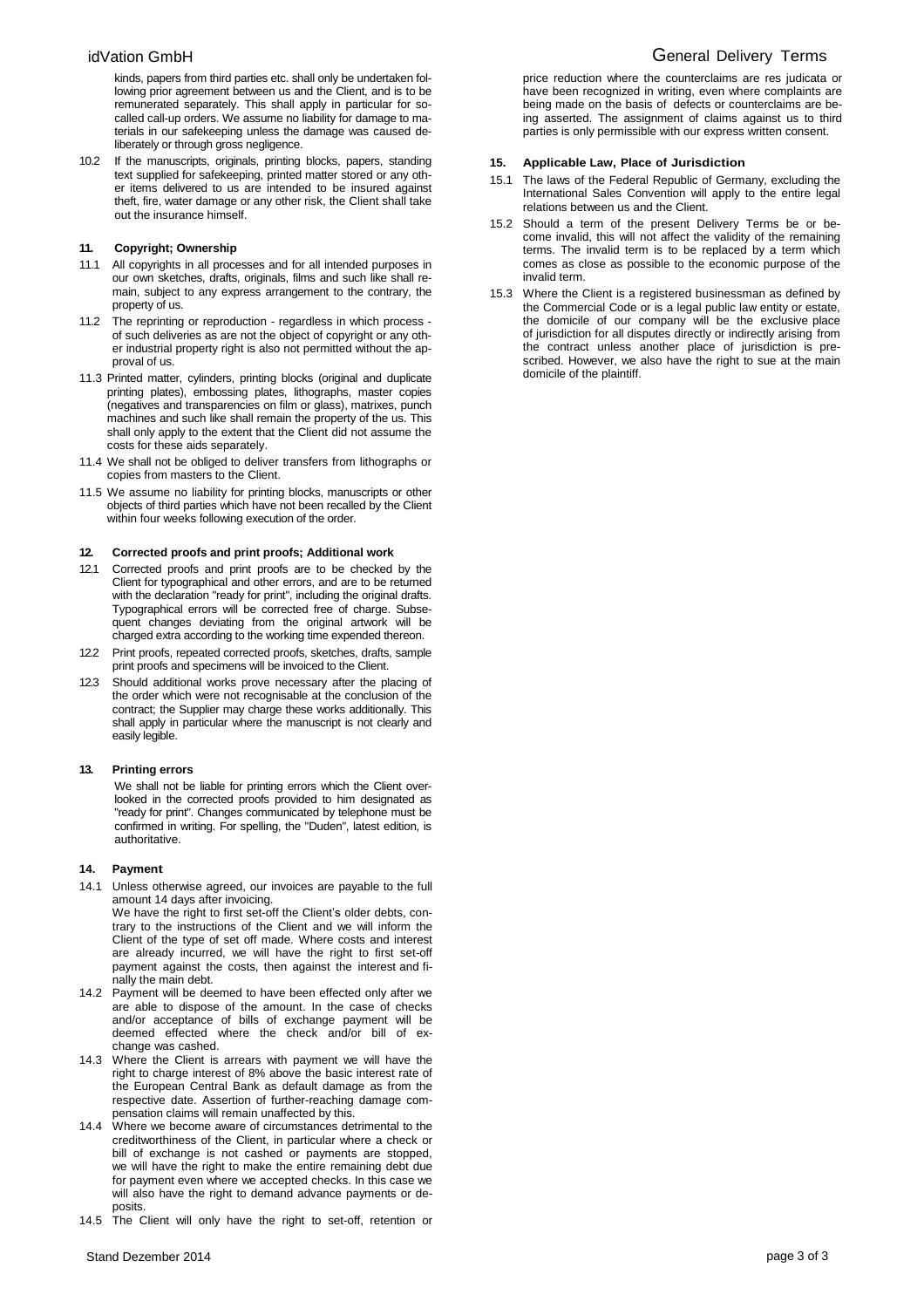kinds, papers from third parties etc. shall only be undertaken following prior agreement between us and the Client, and is to be remunerated separately. This shall apply in particular for so-called call-up orders. We assume no liability for damage to materials in our safekeeping unless the damage was caused deliberately or through gross negligence.

10.2 If the manuscripts, originals, printing blocks, papers, standing text supplied for safekeeping, printed matter stored or any other items delivered to us are intended to be insured against theft, fire, water damage or any other risk, the Client shall take out the insurance himself.

## 11. Copyright; Ownership

11.1 All copyrights in all processes and for all intended purposes in our own sketches, drafts, originals, films and such like shall remain, subject to any express arrangement to the contrary, the property of us.

11.2 The reprinting or reproduction - regardless in which process - of such deliveries as are not the object of copyright or any other industrial property right is also not permitted without the approval of us.

11.3 Printed matter, cylinders, printing blocks (original and duplicate printing plates), embossing plates, lithographs, master copies (negatives and transparencies on film or glass), matrixes, punch machines and such like shall remain the property of the us. This shall only apply to the extent that the Client did not assume the costs for these aids separately.

11.4 We shall not be obliged to deliver transfers from lithographs or copies from masters to the Client.

11.5 We assume no liability for printing blocks, manuscripts or other objects of third parties which have not been recalled by the Client within four weeks following execution of the order.

## 12. Corrected proofs and print proofs; Additional work

12.1 Corrected proofs and print proofs are to be checked by the Client for typographical and other errors, and are to be returned with the declaration "ready for print", including the original drafts. Typographical errors will be corrected free of charge. Subsequent changes deviating from the original artwork will be charged extra according to the working time expended thereon.

12.2 Print proofs, repeated corrected proofs, sketches, drafts, sample print proofs and specimens will be invoiced to the Client.

12.3 Should additional works prove necessary after the placing of the order which were not recognisable at the conclusion of the contract; the Supplier may charge these works additionally. This shall apply in particular where the manuscript is not clearly and easily legible.

## 13. Printing errors

We shall not be liable for printing errors which the Client overlooked in the corrected proofs provided to him designated as "ready for print". Changes communicated by telephone must be confirmed in writing. For spelling, the "Duden", latest edition, is authoritative.

## 14. Payment

14.1 Unless otherwise agreed, our invoices are payable to the full amount 14 days after invoicing.
We have the right to first set-off the Client's older debts, contrary to the instructions of the Client and we will inform the Client of the type of set off made. Where costs and interest are already incurred, we will have the right to first set-off payment against the costs, then against the interest and finally the main debt.

14.2 Payment will be deemed to have been effected only after we are able to dispose of the amount. In the case of checks and/or acceptance of bills of exchange payment will be deemed effected where the check and/or bill of exchange was cashed.

14.3 Where the Client is arrears with payment we will have the right to charge interest of 8% above the basic interest rate of the European Central Bank as default damage as from the respective date. Assertion of further-reaching damage compensation claims will remain unaffected by this.

14.4 Where we become aware of circumstances detrimental to the creditworthiness of the Client, in particular where a check or bill of exchange is not cashed or payments are stopped, we will have the right to make the entire remaining debt due for payment even where we accepted checks. In this case we will also have the right to demand advance payments or deposits.

14.5 The Client will only have the right to set-off, retention or price reduction where the counterclaims are res judicata or have been recognized in writing, even where complaints are being made on the basis of defects or counterclaims are being asserted. The assignment of claims against us to third parties is only permissible with our express written consent.

## 15. Applicable Law, Place of Jurisdiction

15.1 The laws of the Federal Republic of Germany, excluding the International Sales Convention will apply to the entire legal relations between us and the Client.

15.2 Should a term of the present Delivery Terms be or become invalid, this will not affect the validity of the remaining terms. The invalid term is to be replaced by a term which comes as close as possible to the economic purpose of the invalid term.

15.3 Where the Client is a registered businessman as defined by the Commercial Code or is a legal public law entity or estate, the domicile of our company will be the exclusive place of jurisdiction for all disputes directly or indirectly arising from the contract unless another place of jurisdiction is prescribed. However, we also have the right to sue at the main domicile of the plaintiff.